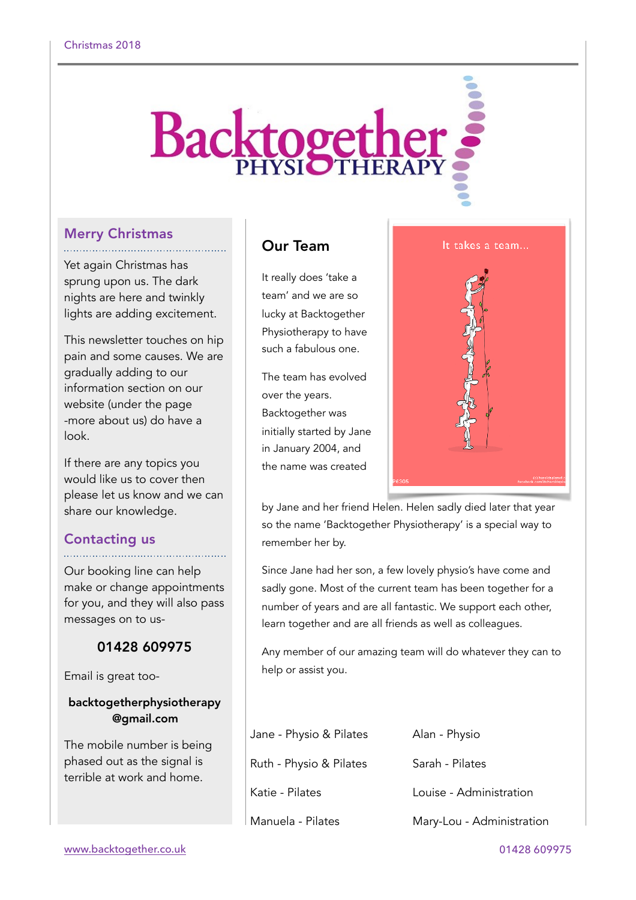Christmas 2018

# Backtogether PHYSIOTHERAPY

## Merry Christmas

Yet again Christmas has sprung upon us. The dark nights are here and twinkly lights are adding excitement.

This newsletter touches on hip pain and some causes. We are gradually adding to our information section on our website (under the page -more about us) do have a look.

If there are any topics you would like us to cover then please let us know and we can share our knowledge.

## Contacting us

Our booking line can help make or change appointments for you, and they will also pass messages on to us-

**01428 609975**

Email is great too-

**backtogetherphysiotherapy@gmail.com**

The mobile number is being phased out as the signal is terrible at work and home.

## Our Team

It really does 'take a team' and we are so lucky at Backtogether Physiotherapy to have such a fabulous one.

The team has evolved over the years. Backtogether was initially started by Jane in January 2004, and the name was created by Jane and her friend Helen. Helen sadly died later that year so the name 'Backtogether Physiotherapy' is a special way to remember her by.

Since Jane had her son, a few lovely physio's have come and sadly gone. Most of the current team has been together for a number of years and are all fantastic. We support each other, learn together and are all friends as well as colleagues.

Any member of our amazing team will do whatever they can to help or assist you.

| | |
|---|---|
| Jane - Physio & Pilates | Alan - Physio |
| Ruth - Physio & Pilates | Sarah - Pilates |
| Katie - Pilates | Louise - Administration |
| Manuela - Pilates | Mary-Lou - Administration |

www.backtogether.co.uk

01428 609975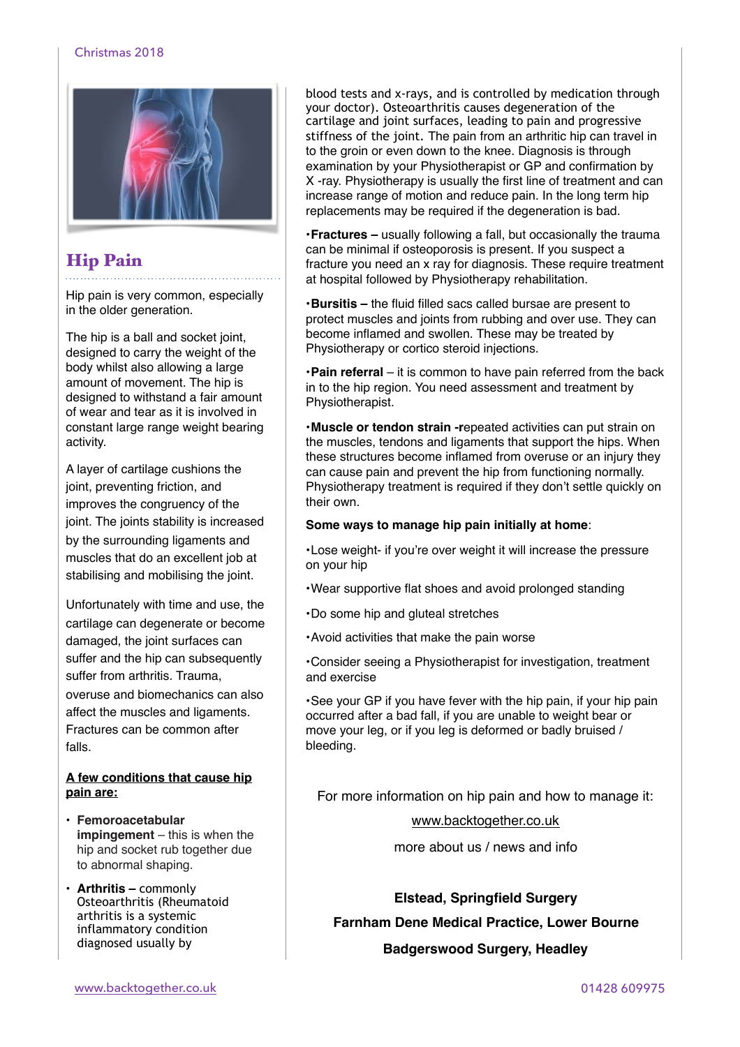## Hip Pain

Hip pain is very common, especially in the older generation.

The hip is a ball and socket joint, designed to carry the weight of the body whilst also allowing a large amount of movement. The hip is designed to withstand a fair amount of wear and tear as it is involved in constant large range weight bearing activity.

A layer of cartilage cushions the joint, preventing friction, and improves the congruency of the joint. The joints stability is increased by the surrounding ligaments and muscles that do an excellent job at stabilising and mobilising the joint.

Unfortunately with time and use, the cartilage can degenerate or become damaged, the joint surfaces can suffer and the hip can subsequently suffer from arthritis. Trauma, overuse and biomechanics can also affect the muscles and ligaments. Fractures can be common after falls.

**A few conditions that cause hip pain are:**

- **Femoroacetabular impingement** – this is when the hip and socket rub together due to abnormal shaping.
- **Arthritis –** commonly Osteoarthritis (Rheumatoid arthritis is a systemic inflammatory condition diagnosed usually by blood tests and x-rays, and is controlled by medication through your doctor). Osteoarthritis causes degeneration of the cartilage and joint surfaces, leading to pain and progressive stiffness of the joint. The pain from an arthritic hip can travel in to the groin or even down to the knee. Diagnosis is through examination by your Physiotherapist or GP and confirmation by X -ray. Physiotherapy is usually the first line of treatment and can increase range of motion and reduce pain. In the long term hip replacements may be required if the degeneration is bad.
- **Fractures –** usually following a fall, but occasionally the trauma can be minimal if osteoporosis is present. If you suspect a fracture you need an x ray for diagnosis. These require treatment at hospital followed by Physiotherapy rehabilitation.
- **Bursitis –** the fluid filled sacs called bursae are present to protect muscles and joints from rubbing and over use. They can become inflamed and swollen. These may be treated by Physiotherapy or cortico steroid injections.
- **Pain referral** – it is common to have pain referred from the back in to the hip region. You need assessment and treatment by Physiotherapist.
- **Muscle or tendon strain -r**epeated activities can put strain on the muscles, tendons and ligaments that support the hips. When these structures become inflamed from overuse or an injury they can cause pain and prevent the hip from functioning normally. Physiotherapy treatment is required if they don't settle quickly on their own.

**Some ways to manage hip pain initially at home**:

- Lose weight- if you're over weight it will increase the pressure on your hip
- Wear supportive flat shoes and avoid prolonged standing
- Do some hip and gluteal stretches
- Avoid activities that make the pain worse
- Consider seeing a Physiotherapist for investigation, treatment and exercise
- See your GP if you have fever with the hip pain, if your hip pain occurred after a bad fall, if you are unable to weight bear or move your leg, or if you leg is deformed or badly bruised / bleeding.

For more information on hip pain and how to manage it:

www.backtogether.co.uk

more about us / news and info

**Elstead, Springfield Surgery**

**Farnham Dene Medical Practice, Lower Bourne**

**Badgerswood Surgery, Headley**